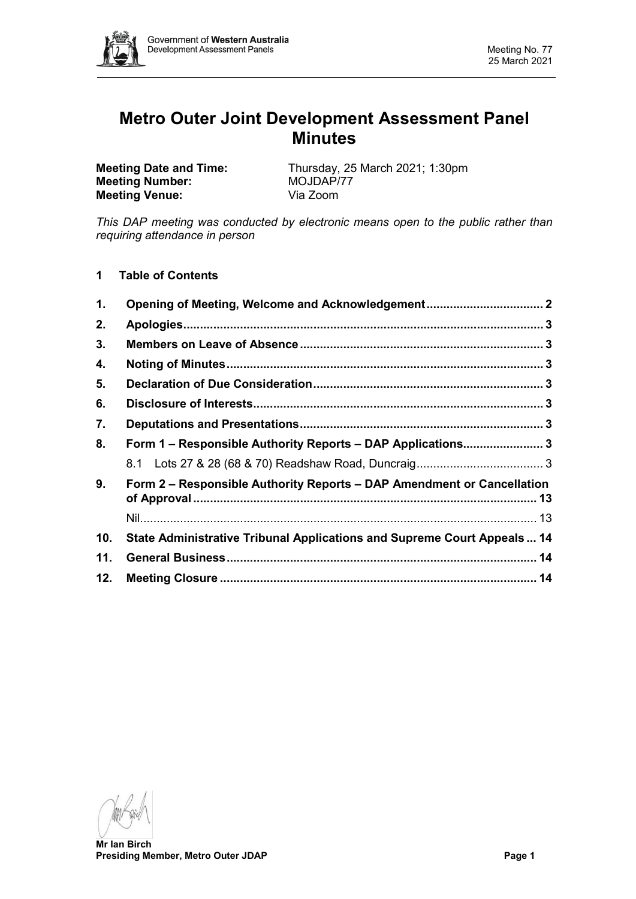# Metro Outer Joint Development Assessment Panel Minutes

**Meeting Date and Time:** Thursday, 25 March 2021; 1:30pm
**Meeting Number:** MOJDAP/77
**Meeting Venue:** Via Zoom

*This DAP meeting was conducted by electronic means open to the public rather than requiring attendance in person*

## 1 Table of Contents

| | | |
|---|---|---|
| **1.** | **Opening of Meeting, Welcome and Acknowledgement** | **2** |
| **2.** | **Apologies** | **3** |
| **3.** | **Members on Leave of Absence** | **3** |
| **4.** | **Noting of Minutes** | **3** |
| **5.** | **Declaration of Due Consideration** | **3** |
| **6.** | **Disclosure of Interests** | **3** |
| **7.** | **Deputations and Presentations** | **3** |
| **8.** | **Form 1 – Responsible Authority Reports – DAP Applications** | **3** |
| | 8.1 Lots 27 & 28 (68 & 70) Readshaw Road, Duncraig | 3 |
| **9.** | **Form 2 – Responsible Authority Reports – DAP Amendment or Cancellation of Approval** | **13** |
| | Nil | 13 |
| **10.** | **State Administrative Tribunal Applications and Supreme Court Appeals** | **14** |
| **11.** | **General Business** | **14** |
| **12.** | **Meeting Closure** | **14** |

**Mr Ian Birch**
**Presiding Member, Metro Outer JDAP**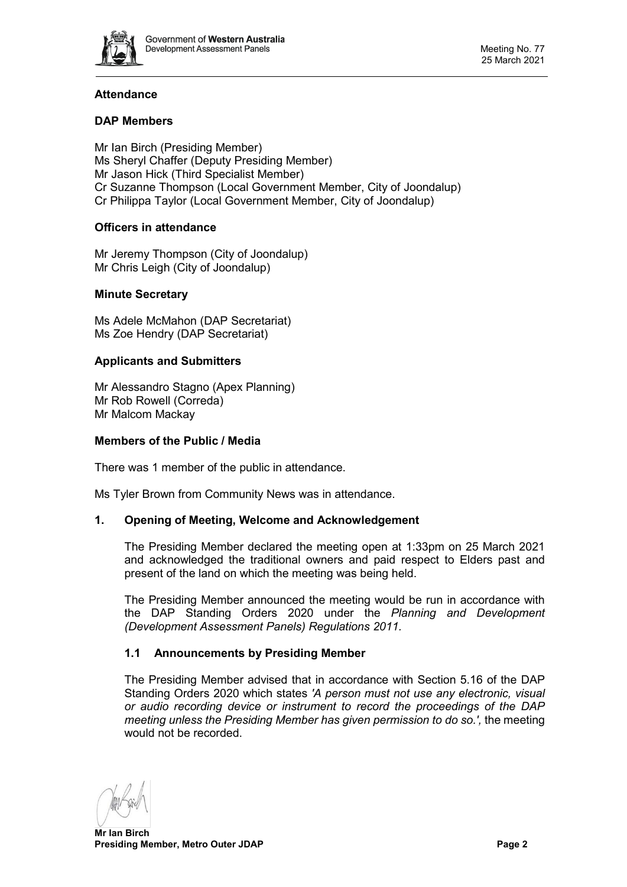## Attendance

### DAP Members

Mr Ian Birch (Presiding Member)
Ms Sheryl Chaffer (Deputy Presiding Member)
Mr Jason Hick (Third Specialist Member)
Cr Suzanne Thompson (Local Government Member, City of Joondalup)
Cr Philippa Taylor (Local Government Member, City of Joondalup)

### Officers in attendance

Mr Jeremy Thompson (City of Joondalup)
Mr Chris Leigh (City of Joondalup)

### Minute Secretary

Ms Adele McMahon (DAP Secretariat)
Ms Zoe Hendry (DAP Secretariat)

### Applicants and Submitters

Mr Alessandro Stagno (Apex Planning)
Mr Rob Rowell (Correda)
Mr Malcom Mackay

### Members of the Public / Media

There was 1 member of the public in attendance.

Ms Tyler Brown from Community News was in attendance.

## 1. Opening of Meeting, Welcome and Acknowledgement

The Presiding Member declared the meeting open at 1:33pm on 25 March 2021 and acknowledged the traditional owners and paid respect to Elders past and present of the land on which the meeting was being held.

The Presiding Member announced the meeting would be run in accordance with the DAP Standing Orders 2020 under the *Planning and Development (Development Assessment Panels) Regulations 2011.*

### 1.1 Announcements by Presiding Member

The Presiding Member advised that in accordance with Section 5.16 of the DAP Standing Orders 2020 which states *'A person must not use any electronic, visual or audio recording device or instrument to record the proceedings of the DAP meeting unless the Presiding Member has given permission to do so.',* the meeting would not be recorded.

**Mr Ian Birch**
**Presiding Member, Metro Outer JDAP**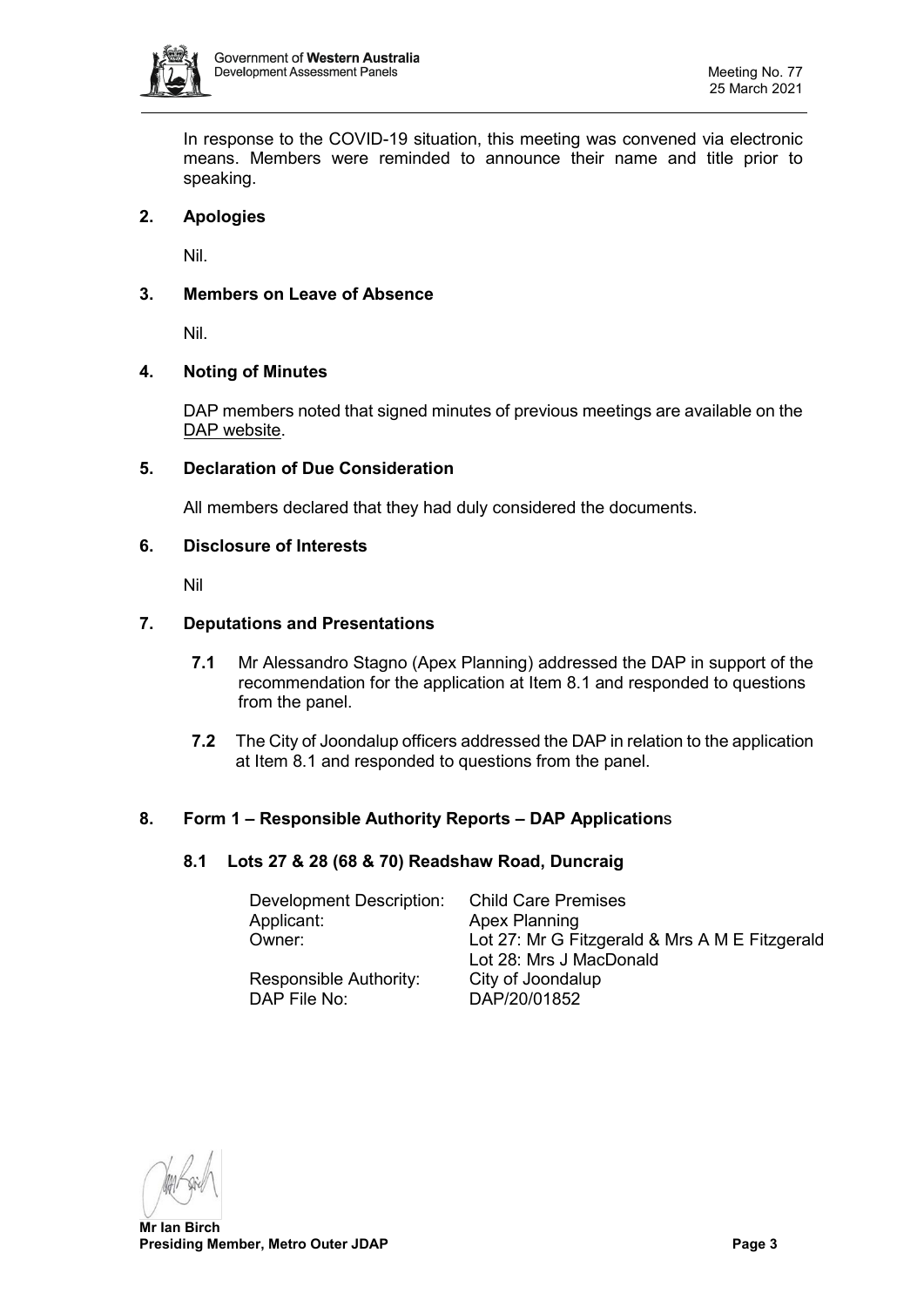In response to the COVID-19 situation, this meeting was convened via electronic means. Members were reminded to announce their name and title prior to speaking.

## 2. Apologies

Nil.

## 3. Members on Leave of Absence

Nil.

## 4. Noting of Minutes

DAP members noted that signed minutes of previous meetings are available on the DAP website.

## 5. Declaration of Due Consideration

All members declared that they had duly considered the documents.

## 6. Disclosure of Interests

Nil

## 7. Deputations and Presentations

**7.1** Mr Alessandro Stagno (Apex Planning) addressed the DAP in support of the recommendation for the application at Item 8.1 and responded to questions from the panel.

**7.2** The City of Joondalup officers addressed the DAP in relation to the application at Item 8.1 and responded to questions from the panel.

## 8. Form 1 – Responsible Authority Reports – DAP Applications

### 8.1 Lots 27 & 28 (68 & 70) Readshaw Road, Duncraig

| | |
|---|---|
| Development Description: | Child Care Premises |
| Applicant: | Apex Planning |
| Owner: | Lot 27: Mr G Fitzgerald & Mrs A M E Fitzgerald<br>Lot 28: Mrs J MacDonald |
| Responsible Authority: | City of Joondalup |
| DAP File No: | DAP/20/01852 |

**Mr Ian Birch**
**Presiding Member, Metro Outer JDAP**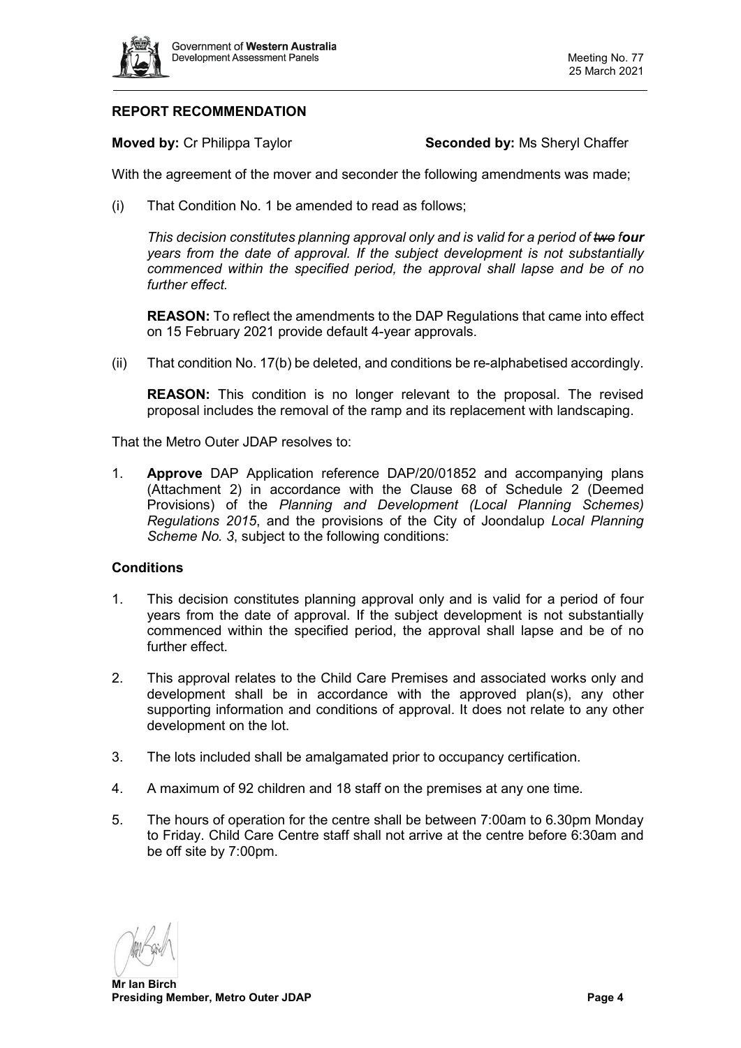## REPORT RECOMMENDATION

**Moved by:** Cr Philippa Taylor **Seconded by:** Ms Sheryl Chaffer

With the agreement of the mover and seconder the following amendments was made;

(i) That Condition No. 1 be amended to read as follows;

*This decision constitutes planning approval only and is valid for a period of ~~two~~ f**our** years from the date of approval. If the subject development is not substantially commenced within the specified period, the approval shall lapse and be of no further effect.*

**REASON:** To reflect the amendments to the DAP Regulations that came into effect on 15 February 2021 provide default 4-year approvals.

(ii) That condition No. 17(b) be deleted, and conditions be re-alphabetised accordingly.

**REASON:** This condition is no longer relevant to the proposal. The revised proposal includes the removal of the ramp and its replacement with landscaping.

That the Metro Outer JDAP resolves to:

1. **Approve** DAP Application reference DAP/20/01852 and accompanying plans (Attachment 2) in accordance with the Clause 68 of Schedule 2 (Deemed Provisions) of the *Planning and Development (Local Planning Schemes) Regulations 2015*, and the provisions of the City of Joondalup *Local Planning Scheme No. 3*, subject to the following conditions:

### Conditions

1. This decision constitutes planning approval only and is valid for a period of four years from the date of approval. If the subject development is not substantially commenced within the specified period, the approval shall lapse and be of no further effect.

2. This approval relates to the Child Care Premises and associated works only and development shall be in accordance with the approved plan(s), any other supporting information and conditions of approval. It does not relate to any other development on the lot.

3. The lots included shall be amalgamated prior to occupancy certification.

4. A maximum of 92 children and 18 staff on the premises at any one time.

5. The hours of operation for the centre shall be between 7:00am to 6.30pm Monday to Friday. Child Care Centre staff shall not arrive at the centre before 6:30am and be off site by 7:00pm.

**Mr Ian Birch**
**Presiding Member, Metro Outer JDAP**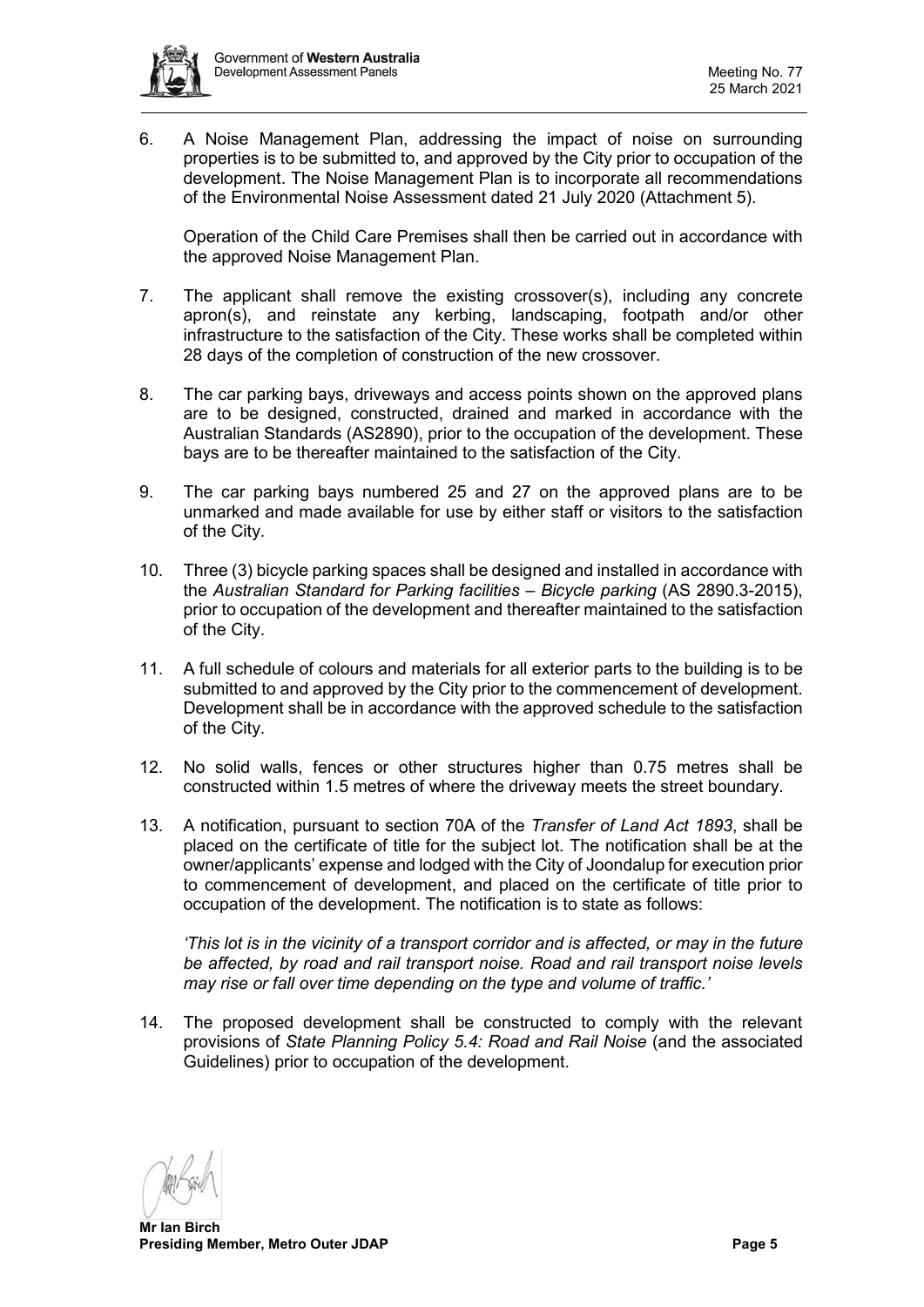6. A Noise Management Plan, addressing the impact of noise on surrounding properties is to be submitted to, and approved by the City prior to occupation of the development. The Noise Management Plan is to incorporate all recommendations of the Environmental Noise Assessment dated 21 July 2020 (Attachment 5).

   Operation of the Child Care Premises shall then be carried out in accordance with the approved Noise Management Plan.

7. The applicant shall remove the existing crossover(s), including any concrete apron(s), and reinstate any kerbing, landscaping, footpath and/or other infrastructure to the satisfaction of the City. These works shall be completed within 28 days of the completion of construction of the new crossover.

8. The car parking bays, driveways and access points shown on the approved plans are to be designed, constructed, drained and marked in accordance with the Australian Standards (AS2890), prior to the occupation of the development. These bays are to be thereafter maintained to the satisfaction of the City.

9. The car parking bays numbered 25 and 27 on the approved plans are to be unmarked and made available for use by either staff or visitors to the satisfaction of the City.

10. Three (3) bicycle parking spaces shall be designed and installed in accordance with the *Australian Standard for Parking facilities – Bicycle parking* (AS 2890.3-2015), prior to occupation of the development and thereafter maintained to the satisfaction of the City.

11. A full schedule of colours and materials for all exterior parts to the building is to be submitted to and approved by the City prior to the commencement of development. Development shall be in accordance with the approved schedule to the satisfaction of the City.

12. No solid walls, fences or other structures higher than 0.75 metres shall be constructed within 1.5 metres of where the driveway meets the street boundary.

13. A notification, pursuant to section 70A of the *Transfer of Land Act 1893*, shall be placed on the certificate of title for the subject lot. The notification shall be at the owner/applicants' expense and lodged with the City of Joondalup for execution prior to commencement of development, and placed on the certificate of title prior to occupation of the development. The notification is to state as follows:

   *'This lot is in the vicinity of a transport corridor and is affected, or may in the future be affected, by road and rail transport noise. Road and rail transport noise levels may rise or fall over time depending on the type and volume of traffic.'*

14. The proposed development shall be constructed to comply with the relevant provisions of *State Planning Policy 5.4: Road and Rail Noise* (and the associated Guidelines) prior to occupation of the development.

**Mr Ian Birch**
**Presiding Member, Metro Outer JDAP**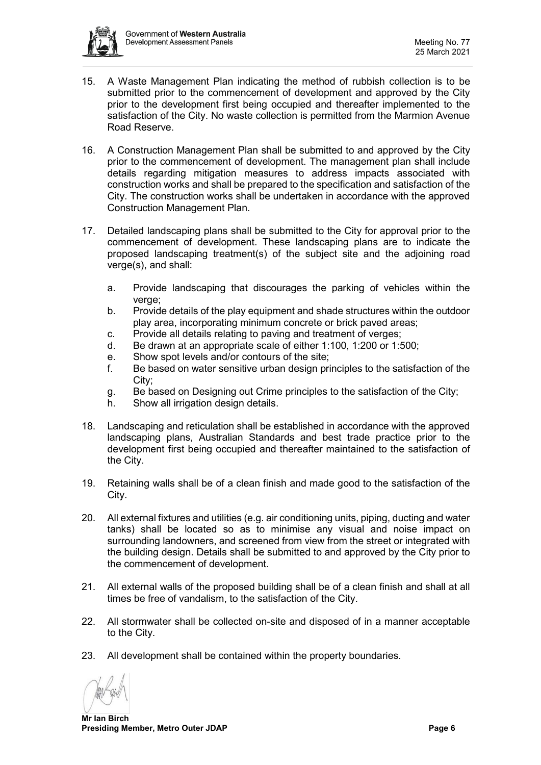15. A Waste Management Plan indicating the method of rubbish collection is to be submitted prior to the commencement of development and approved by the City prior to the development first being occupied and thereafter implemented to the satisfaction of the City. No waste collection is permitted from the Marmion Avenue Road Reserve.

16. A Construction Management Plan shall be submitted to and approved by the City prior to the commencement of development. The management plan shall include details regarding mitigation measures to address impacts associated with construction works and shall be prepared to the specification and satisfaction of the City. The construction works shall be undertaken in accordance with the approved Construction Management Plan.

17. Detailed landscaping plans shall be submitted to the City for approval prior to the commencement of development. These landscaping plans are to indicate the proposed landscaping treatment(s) of the subject site and the adjoining road verge(s), and shall:

    a. Provide landscaping that discourages the parking of vehicles within the verge;
    b. Provide details of the play equipment and shade structures within the outdoor play area, incorporating minimum concrete or brick paved areas;
    c. Provide all details relating to paving and treatment of verges;
    d. Be drawn at an appropriate scale of either 1:100, 1:200 or 1:500;
    e. Show spot levels and/or contours of the site;
    f. Be based on water sensitive urban design principles to the satisfaction of the City;
    g. Be based on Designing out Crime principles to the satisfaction of the City;
    h. Show all irrigation design details.

18. Landscaping and reticulation shall be established in accordance with the approved landscaping plans, Australian Standards and best trade practice prior to the development first being occupied and thereafter maintained to the satisfaction of the City.

19. Retaining walls shall be of a clean finish and made good to the satisfaction of the City.

20. All external fixtures and utilities (e.g. air conditioning units, piping, ducting and water tanks) shall be located so as to minimise any visual and noise impact on surrounding landowners, and screened from view from the street or integrated with the building design. Details shall be submitted to and approved by the City prior to the commencement of development.

21. All external walls of the proposed building shall be of a clean finish and shall at all times be free of vandalism, to the satisfaction of the City.

22. All stormwater shall be collected on-site and disposed of in a manner acceptable to the City.

23. All development shall be contained within the property boundaries.

**Mr Ian Birch**
**Presiding Member, Metro Outer JDAP**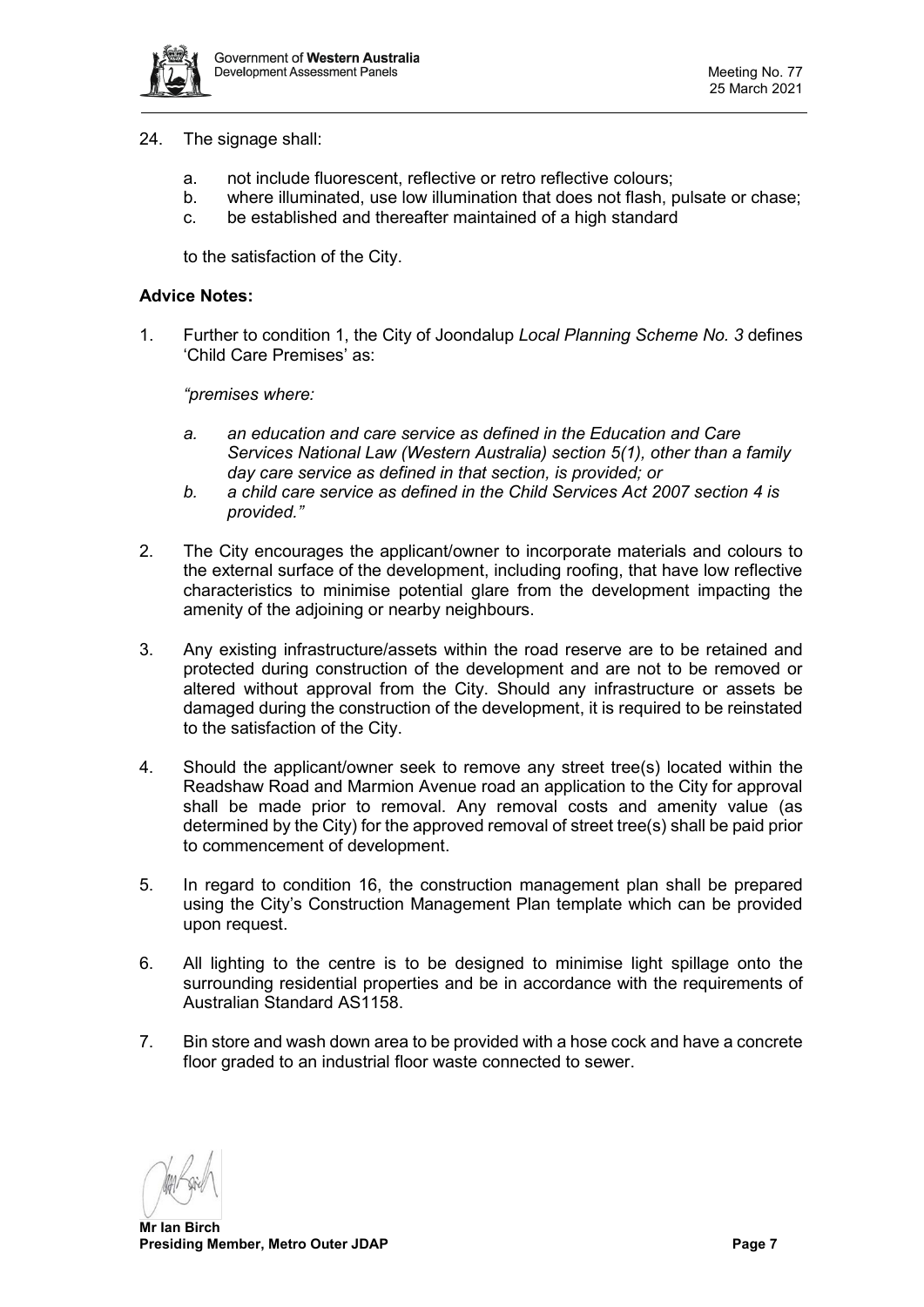24. The signage shall:

    a. not include fluorescent, reflective or retro reflective colours;
    b. where illuminated, use low illumination that does not flash, pulsate or chase;
    c. be established and thereafter maintained of a high standard

    to the satisfaction of the City.

**Advice Notes:**

1. Further to condition 1, the City of Joondalup *Local Planning Scheme No. 3* defines 'Child Care Premises' as:

   *"premises where:*

   *a. an education and care service as defined in the Education and Care Services National Law (Western Australia) section 5(1), other than a family day care service as defined in that section, is provided; or*
   *b. a child care service as defined in the Child Services Act 2007 section 4 is provided."*

2. The City encourages the applicant/owner to incorporate materials and colours to the external surface of the development, including roofing, that have low reflective characteristics to minimise potential glare from the development impacting the amenity of the adjoining or nearby neighbours.

3. Any existing infrastructure/assets within the road reserve are to be retained and protected during construction of the development and are not to be removed or altered without approval from the City. Should any infrastructure or assets be damaged during the construction of the development, it is required to be reinstated to the satisfaction of the City.

4. Should the applicant/owner seek to remove any street tree(s) located within the Readshaw Road and Marmion Avenue road an application to the City for approval shall be made prior to removal. Any removal costs and amenity value (as determined by the City) for the approved removal of street tree(s) shall be paid prior to commencement of development.

5. In regard to condition 16, the construction management plan shall be prepared using the City's Construction Management Plan template which can be provided upon request.

6. All lighting to the centre is to be designed to minimise light spillage onto the surrounding residential properties and be in accordance with the requirements of Australian Standard AS1158.

7. Bin store and wash down area to be provided with a hose cock and have a concrete floor graded to an industrial floor waste connected to sewer.

**Mr Ian Birch**
**Presiding Member, Metro Outer JDAP**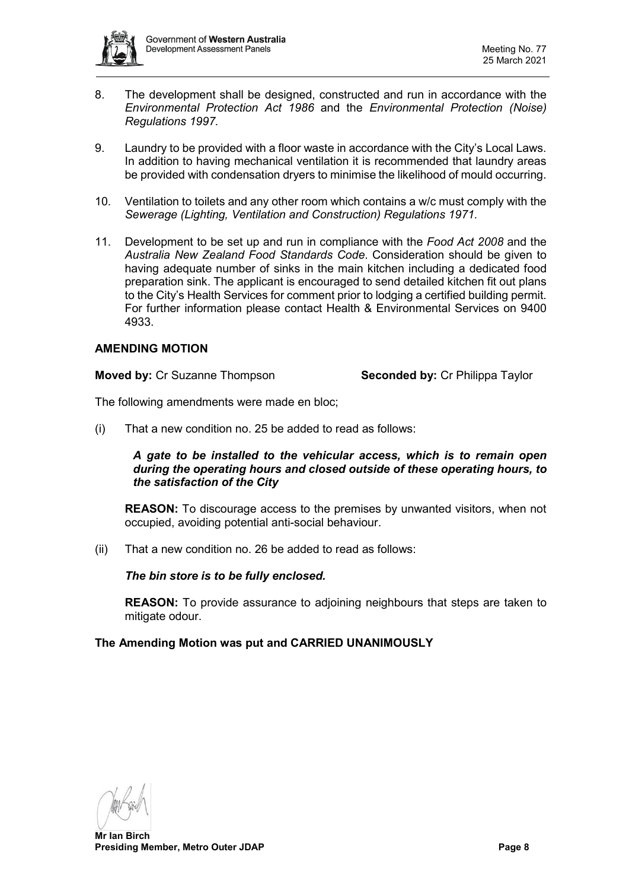8. The development shall be designed, constructed and run in accordance with the *Environmental Protection Act 1986* and the *Environmental Protection (Noise) Regulations 1997.*

9. Laundry to be provided with a floor waste in accordance with the City's Local Laws. In addition to having mechanical ventilation it is recommended that laundry areas be provided with condensation dryers to minimise the likelihood of mould occurring.

10. Ventilation to toilets and any other room which contains a w/c must comply with the *Sewerage (Lighting, Ventilation and Construction) Regulations 1971.*

11. Development to be set up and run in compliance with the *Food Act 2008* and the *Australia New Zealand Food Standards Code*. Consideration should be given to having adequate number of sinks in the main kitchen including a dedicated food preparation sink. The applicant is encouraged to send detailed kitchen fit out plans to the City's Health Services for comment prior to lodging a certified building permit. For further information please contact Health & Environmental Services on 9400 4933.

**AMENDING MOTION**

**Moved by:** Cr Suzanne Thompson **Seconded by:** Cr Philippa Taylor

The following amendments were made en bloc;

(i) That a new condition no. 25 be added to read as follows:

***A gate to be installed to the vehicular access, which is to remain open during the operating hours and closed outside of these operating hours, to the satisfaction of the City***

**REASON:** To discourage access to the premises by unwanted visitors, when not occupied, avoiding potential anti-social behaviour.

(ii) That a new condition no. 26 be added to read as follows:

***The bin store is to be fully enclosed.***

**REASON:** To provide assurance to adjoining neighbours that steps are taken to mitigate odour.

**The Amending Motion was put and CARRIED UNANIMOUSLY**

**Mr Ian Birch**
**Presiding Member, Metro Outer JDAP**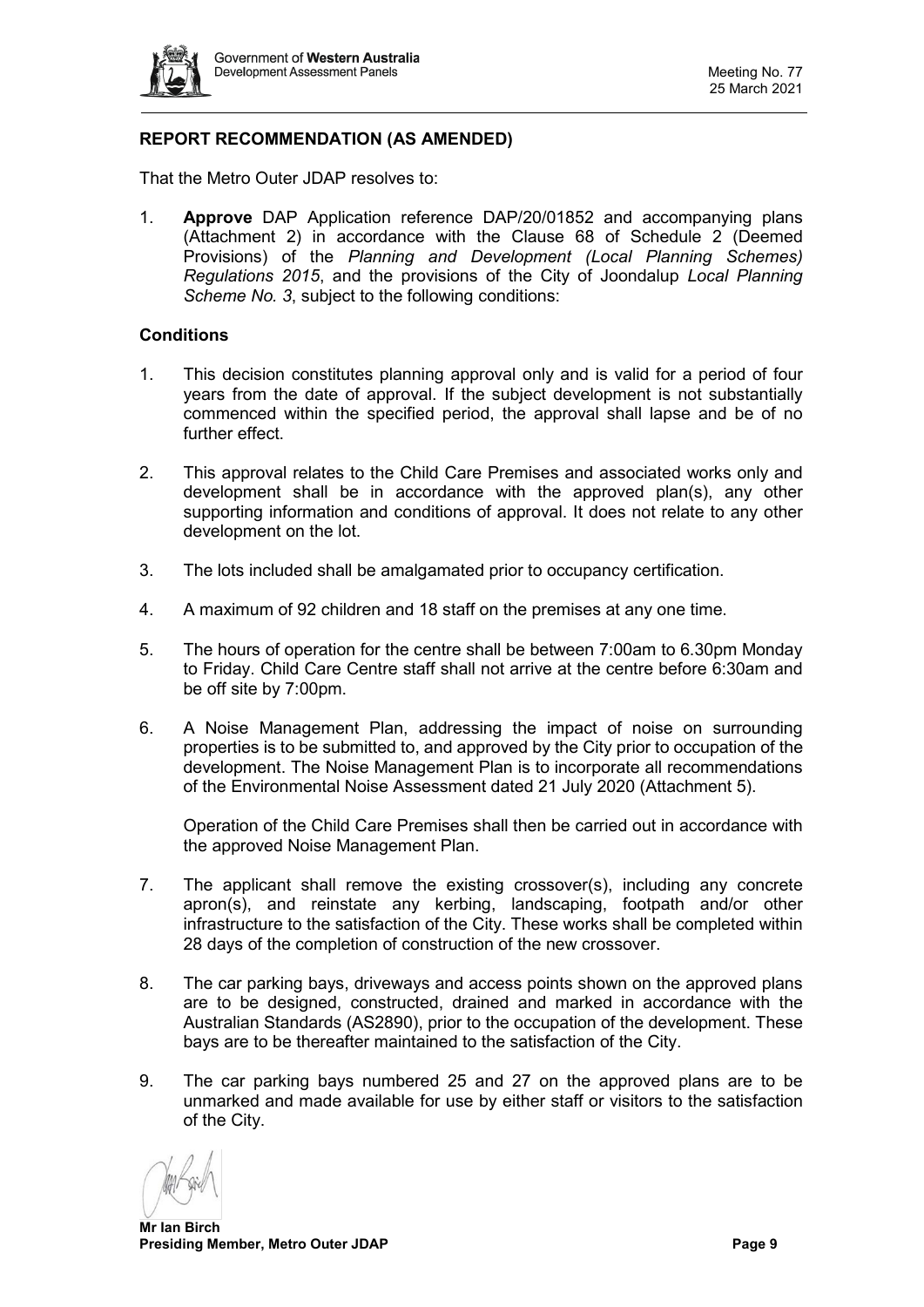## REPORT RECOMMENDATION (AS AMENDED)

That the Metro Outer JDAP resolves to:

1. **Approve** DAP Application reference DAP/20/01852 and accompanying plans (Attachment 2) in accordance with the Clause 68 of Schedule 2 (Deemed Provisions) of the *Planning and Development (Local Planning Schemes) Regulations 2015*, and the provisions of the City of Joondalup *Local Planning Scheme No. 3*, subject to the following conditions:

### Conditions

1. This decision constitutes planning approval only and is valid for a period of four years from the date of approval. If the subject development is not substantially commenced within the specified period, the approval shall lapse and be of no further effect.

2. This approval relates to the Child Care Premises and associated works only and development shall be in accordance with the approved plan(s), any other supporting information and conditions of approval. It does not relate to any other development on the lot.

3. The lots included shall be amalgamated prior to occupancy certification.

4. A maximum of 92 children and 18 staff on the premises at any one time.

5. The hours of operation for the centre shall be between 7:00am to 6.30pm Monday to Friday. Child Care Centre staff shall not arrive at the centre before 6:30am and be off site by 7:00pm.

6. A Noise Management Plan, addressing the impact of noise on surrounding properties is to be submitted to, and approved by the City prior to occupation of the development. The Noise Management Plan is to incorporate all recommendations of the Environmental Noise Assessment dated 21 July 2020 (Attachment 5).

   Operation of the Child Care Premises shall then be carried out in accordance with the approved Noise Management Plan.

7. The applicant shall remove the existing crossover(s), including any concrete apron(s), and reinstate any kerbing, landscaping, footpath and/or other infrastructure to the satisfaction of the City. These works shall be completed within 28 days of the completion of construction of the new crossover.

8. The car parking bays, driveways and access points shown on the approved plans are to be designed, constructed, drained and marked in accordance with the Australian Standards (AS2890), prior to the occupation of the development. These bays are to be thereafter maintained to the satisfaction of the City.

9. The car parking bays numbered 25 and 27 on the approved plans are to be unmarked and made available for use by either staff or visitors to the satisfaction of the City.

**Mr Ian Birch**
**Presiding Member, Metro Outer JDAP**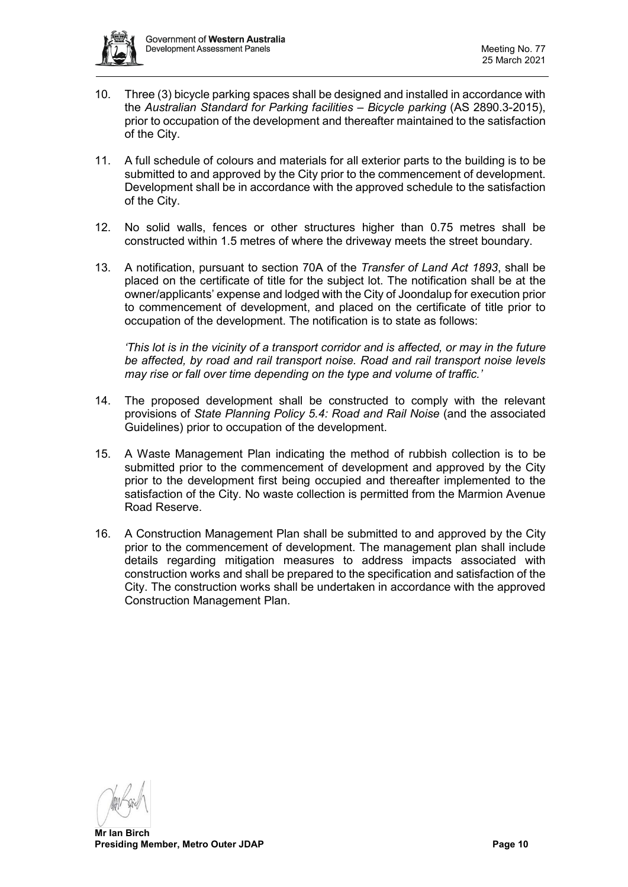10. Three (3) bicycle parking spaces shall be designed and installed in accordance with the *Australian Standard for Parking facilities – Bicycle parking* (AS 2890.3-2015), prior to occupation of the development and thereafter maintained to the satisfaction of the City.

11. A full schedule of colours and materials for all exterior parts to the building is to be submitted to and approved by the City prior to the commencement of development. Development shall be in accordance with the approved schedule to the satisfaction of the City.

12. No solid walls, fences or other structures higher than 0.75 metres shall be constructed within 1.5 metres of where the driveway meets the street boundary.

13. A notification, pursuant to section 70A of the *Transfer of Land Act 1893*, shall be placed on the certificate of title for the subject lot. The notification shall be at the owner/applicants' expense and lodged with the City of Joondalup for execution prior to commencement of development, and placed on the certificate of title prior to occupation of the development. The notification is to state as follows:

    *'This lot is in the vicinity of a transport corridor and is affected, or may in the future be affected, by road and rail transport noise. Road and rail transport noise levels may rise or fall over time depending on the type and volume of traffic.'*

14. The proposed development shall be constructed to comply with the relevant provisions of *State Planning Policy 5.4: Road and Rail Noise* (and the associated Guidelines) prior to occupation of the development.

15. A Waste Management Plan indicating the method of rubbish collection is to be submitted prior to the commencement of development and approved by the City prior to the development first being occupied and thereafter implemented to the satisfaction of the City. No waste collection is permitted from the Marmion Avenue Road Reserve.

16. A Construction Management Plan shall be submitted to and approved by the City prior to the commencement of development. The management plan shall include details regarding mitigation measures to address impacts associated with construction works and shall be prepared to the specification and satisfaction of the City. The construction works shall be undertaken in accordance with the approved Construction Management Plan.

**Mr Ian Birch**
**Presiding Member, Metro Outer JDAP**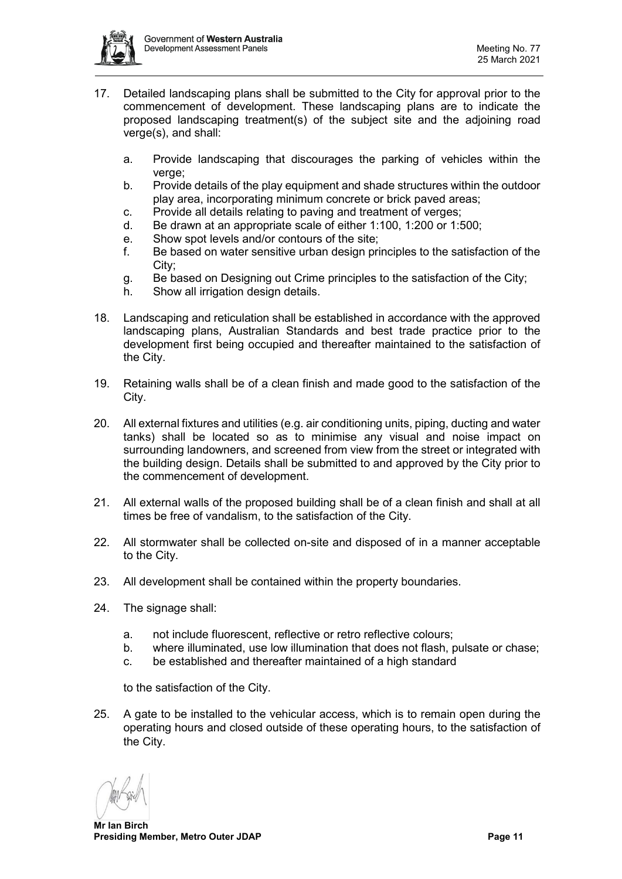17. Detailed landscaping plans shall be submitted to the City for approval prior to the commencement of development. These landscaping plans are to indicate the proposed landscaping treatment(s) of the subject site and the adjoining road verge(s), and shall:

    a. Provide landscaping that discourages the parking of vehicles within the verge;
    b. Provide details of the play equipment and shade structures within the outdoor play area, incorporating minimum concrete or brick paved areas;
    c. Provide all details relating to paving and treatment of verges;
    d. Be drawn at an appropriate scale of either 1:100, 1:200 or 1:500;
    e. Show spot levels and/or contours of the site;
    f. Be based on water sensitive urban design principles to the satisfaction of the City;
    g. Be based on Designing out Crime principles to the satisfaction of the City;
    h. Show all irrigation design details.

18. Landscaping and reticulation shall be established in accordance with the approved landscaping plans, Australian Standards and best trade practice prior to the development first being occupied and thereafter maintained to the satisfaction of the City.

19. Retaining walls shall be of a clean finish and made good to the satisfaction of the City.

20. All external fixtures and utilities (e.g. air conditioning units, piping, ducting and water tanks) shall be located so as to minimise any visual and noise impact on surrounding landowners, and screened from view from the street or integrated with the building design. Details shall be submitted to and approved by the City prior to the commencement of development.

21. All external walls of the proposed building shall be of a clean finish and shall at all times be free of vandalism, to the satisfaction of the City.

22. All stormwater shall be collected on-site and disposed of in a manner acceptable to the City.

23. All development shall be contained within the property boundaries.

24. The signage shall:

    a. not include fluorescent, reflective or retro reflective colours;
    b. where illuminated, use low illumination that does not flash, pulsate or chase;
    c. be established and thereafter maintained of a high standard

    to the satisfaction of the City.

25. A gate to be installed to the vehicular access, which is to remain open during the operating hours and closed outside of these operating hours, to the satisfaction of the City.

**Mr Ian Birch**
**Presiding Member, Metro Outer JDAP**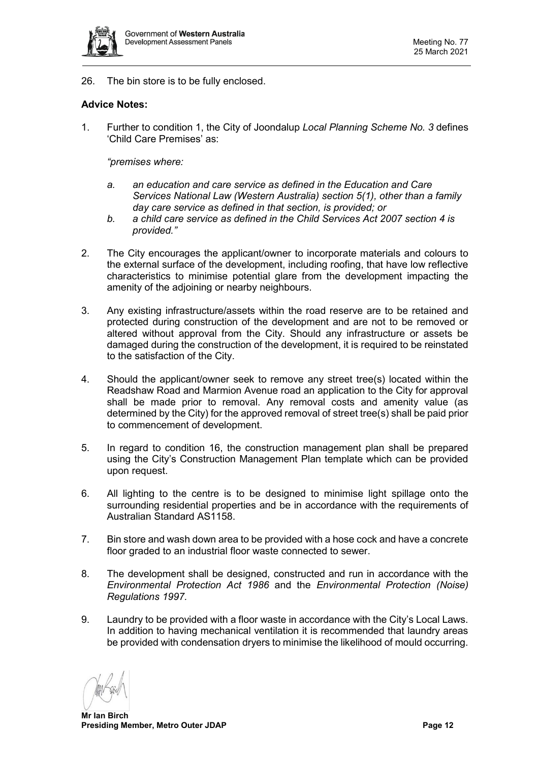26. The bin store is to be fully enclosed.

**Advice Notes:**

1. Further to condition 1, the City of Joondalup *Local Planning Scheme No. 3* defines 'Child Care Premises' as:

   *"premises where:*

   *a. an education and care service as defined in the Education and Care Services National Law (Western Australia) section 5(1), other than a family day care service as defined in that section, is provided; or*
   *b. a child care service as defined in the Child Services Act 2007 section 4 is provided."*

2. The City encourages the applicant/owner to incorporate materials and colours to the external surface of the development, including roofing, that have low reflective characteristics to minimise potential glare from the development impacting the amenity of the adjoining or nearby neighbours.

3. Any existing infrastructure/assets within the road reserve are to be retained and protected during construction of the development and are not to be removed or altered without approval from the City. Should any infrastructure or assets be damaged during the construction of the development, it is required to be reinstated to the satisfaction of the City.

4. Should the applicant/owner seek to remove any street tree(s) located within the Readshaw Road and Marmion Avenue road an application to the City for approval shall be made prior to removal. Any removal costs and amenity value (as determined by the City) for the approved removal of street tree(s) shall be paid prior to commencement of development.

5. In regard to condition 16, the construction management plan shall be prepared using the City's Construction Management Plan template which can be provided upon request.

6. All lighting to the centre is to be designed to minimise light spillage onto the surrounding residential properties and be in accordance with the requirements of Australian Standard AS1158.

7. Bin store and wash down area to be provided with a hose cock and have a concrete floor graded to an industrial floor waste connected to sewer.

8. The development shall be designed, constructed and run in accordance with the *Environmental Protection Act 1986* and the *Environmental Protection (Noise) Regulations 1997*.

9. Laundry to be provided with a floor waste in accordance with the City's Local Laws. In addition to having mechanical ventilation it is recommended that laundry areas be provided with condensation dryers to minimise the likelihood of mould occurring.

**Mr Ian Birch**
**Presiding Member, Metro Outer JDAP**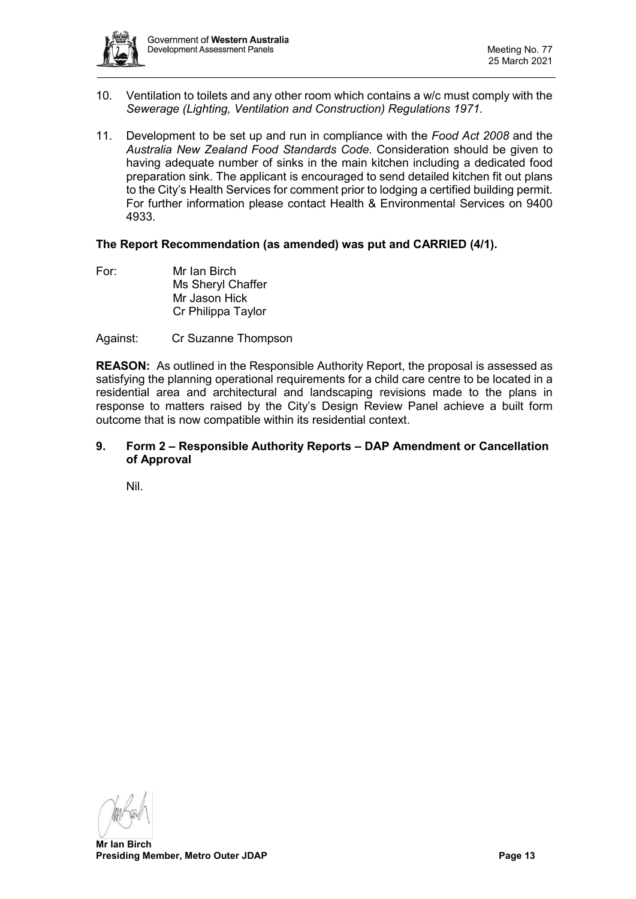10. Ventilation to toilets and any other room which contains a w/c must comply with the *Sewerage (Lighting, Ventilation and Construction) Regulations 1971.*

11. Development to be set up and run in compliance with the *Food Act 2008* and the *Australia New Zealand Food Standards Code*. Consideration should be given to having adequate number of sinks in the main kitchen including a dedicated food preparation sink. The applicant is encouraged to send detailed kitchen fit out plans to the City's Health Services for comment prior to lodging a certified building permit. For further information please contact Health & Environmental Services on 9400 4933.

**The Report Recommendation (as amended) was put and CARRIED (4/1).**

For: Mr Ian Birch
Ms Sheryl Chaffer
Mr Jason Hick
Cr Philippa Taylor

Against: Cr Suzanne Thompson

**REASON:** As outlined in the Responsible Authority Report, the proposal is assessed as satisfying the planning operational requirements for a child care centre to be located in a residential area and architectural and landscaping revisions made to the plans in response to matters raised by the City's Design Review Panel achieve a built form outcome that is now compatible within its residential context.

## 9. Form 2 – Responsible Authority Reports – DAP Amendment or Cancellation of Approval

Nil.

**Mr Ian Birch**
**Presiding Member, Metro Outer JDAP**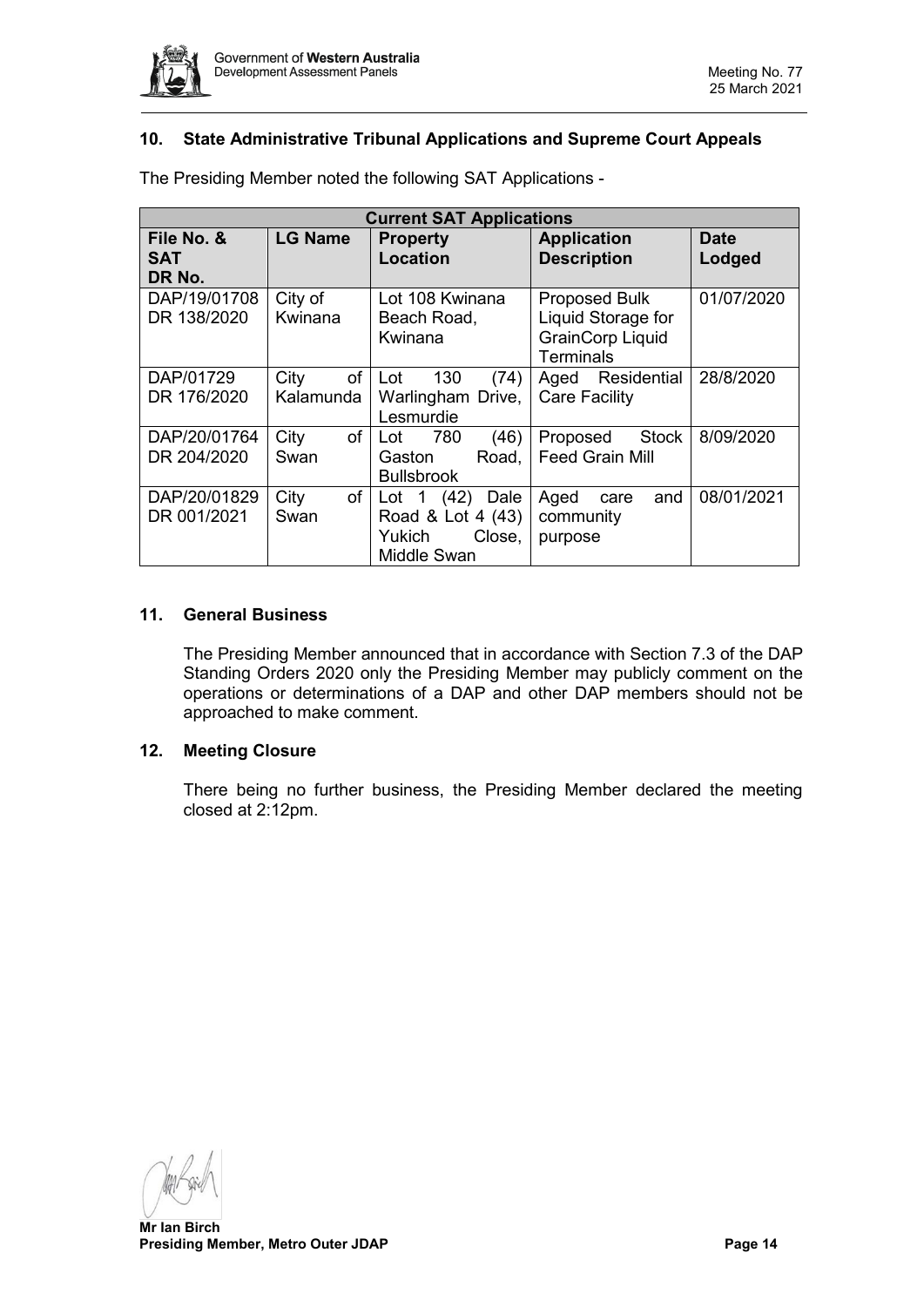## 10. State Administrative Tribunal Applications and Supreme Court Appeals

The Presiding Member noted the following SAT Applications -

| Current SAT Applications | | | | |
|---|---|---|---|---|
| **File No. & SAT DR No.** | **LG Name** | **Property Location** | **Application Description** | **Date Lodged** |
| DAP/19/01708 DR 138/2020 | City of Kwinana | Lot 108 Kwinana Beach Road, Kwinana | Proposed Bulk Liquid Storage for GrainCorp Liquid Terminals | 01/07/2020 |
| DAP/01729 DR 176/2020 | City of Kalamunda | Lot 130 (74) Warlingham Drive, Lesmurdie | Aged Residential Care Facility | 28/8/2020 |
| DAP/20/01764 DR 204/2020 | City of Swan | Lot 780 (46) Gaston Road, Bullsbrook | Proposed Stock Feed Grain Mill | 8/09/2020 |
| DAP/20/01829 DR 001/2021 | City of Swan | Lot 1 (42) Dale Road & Lot 4 (43) Yukich Close, Middle Swan | Aged care and community purpose | 08/01/2021 |

## 11. General Business

The Presiding Member announced that in accordance with Section 7.3 of the DAP Standing Orders 2020 only the Presiding Member may publicly comment on the operations or determinations of a DAP and other DAP members should not be approached to make comment.

## 12. Meeting Closure

There being no further business, the Presiding Member declared the meeting closed at 2:12pm.

**Mr Ian Birch**
**Presiding Member, Metro Outer JDAP**